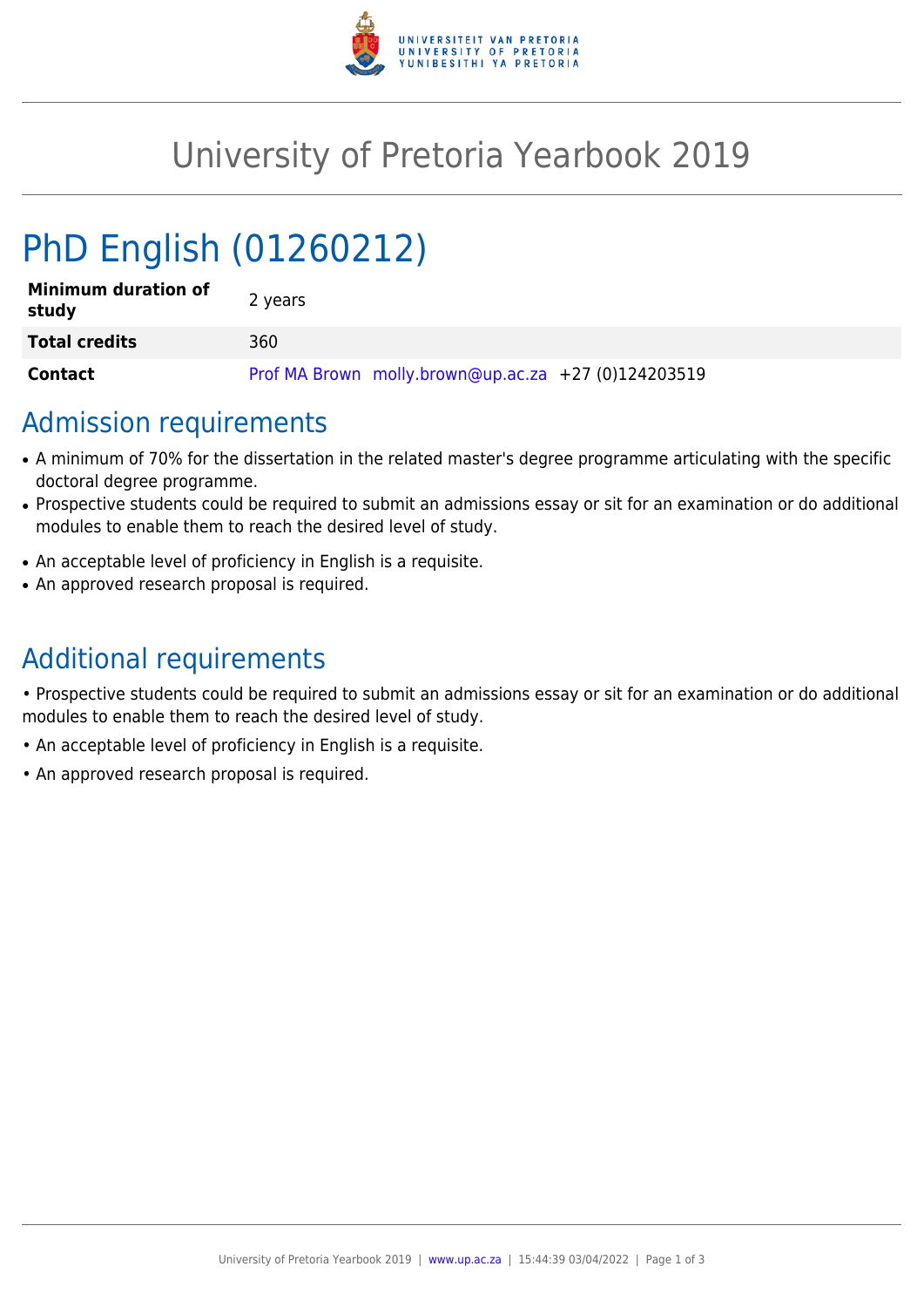# University of Pretoria Yearbook 2019

# PhD English (01260212)

| | |
|---|---|
| **Minimum duration of study** | 2 years |
| **Total credits** | 360 |
| **Contact** | Prof MA Brown molly.brown@up.ac.za +27 (0)124203519 |

## Admission requirements

- A minimum of 70% for the dissertation in the related master's degree programme articulating with the specific doctoral degree programme.
- Prospective students could be required to submit an admissions essay or sit for an examination or do additional modules to enable them to reach the desired level of study.
- An acceptable level of proficiency in English is a requisite.
- An approved research proposal is required.

## Additional requirements

• Prospective students could be required to submit an admissions essay or sit for an examination or do additional modules to enable them to reach the desired level of study.

• An acceptable level of proficiency in English is a requisite.

• An approved research proposal is required.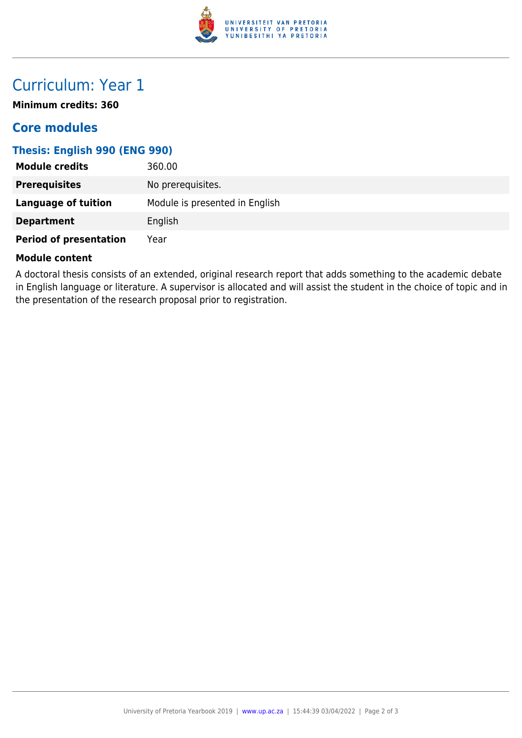# Curriculum: Year 1

**Minimum credits: 360**

## Core modules

### Thesis: English 990 (ENG 990)

| | |
|---|---|
| **Module credits** | 360.00 |
| **Prerequisites** | No prerequisites. |
| **Language of tuition** | Module is presented in English |
| **Department** | English |
| **Period of presentation** | Year |

**Module content**

A doctoral thesis consists of an extended, original research report that adds something to the academic debate in English language or literature. A supervisor is allocated and will assist the student in the choice of topic and in the presentation of the research proposal prior to registration.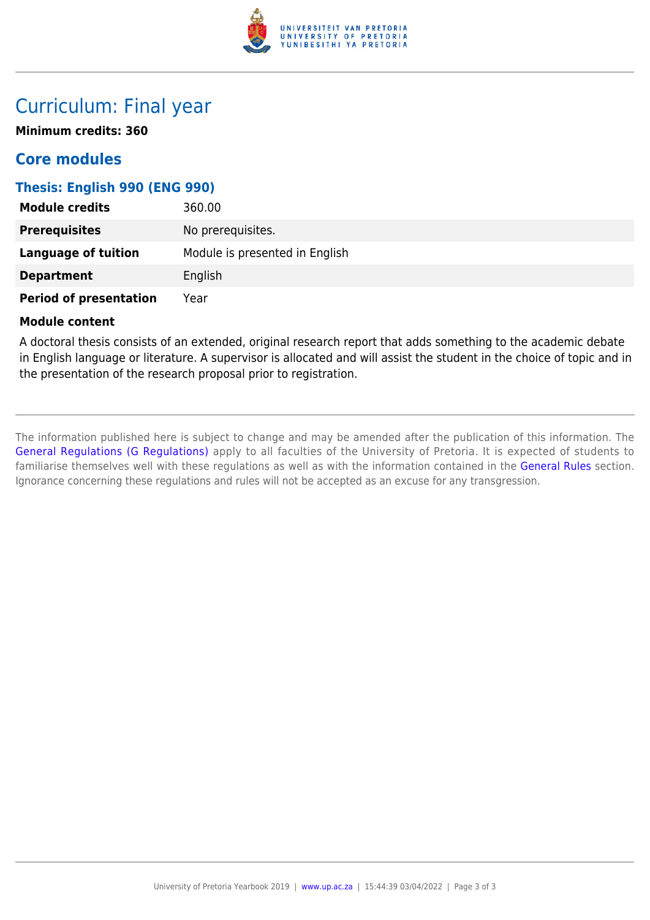# Curriculum: Final year

**Minimum credits: 360**

## Core modules

### Thesis: English 990 (ENG 990)

| | |
|---|---|
| **Module credits** | 360.00 |
| **Prerequisites** | No prerequisites. |
| **Language of tuition** | Module is presented in English |
| **Department** | English |
| **Period of presentation** | Year |

**Module content**

A doctoral thesis consists of an extended, original research report that adds something to the academic debate in English language or literature. A supervisor is allocated and will assist the student in the choice of topic and in the presentation of the research proposal prior to registration.

The information published here is subject to change and may be amended after the publication of this information. The General Regulations (G Regulations) apply to all faculties of the University of Pretoria. It is expected of students to familiarise themselves well with these regulations as well as with the information contained in the General Rules section. Ignorance concerning these regulations and rules will not be accepted as an excuse for any transgression.